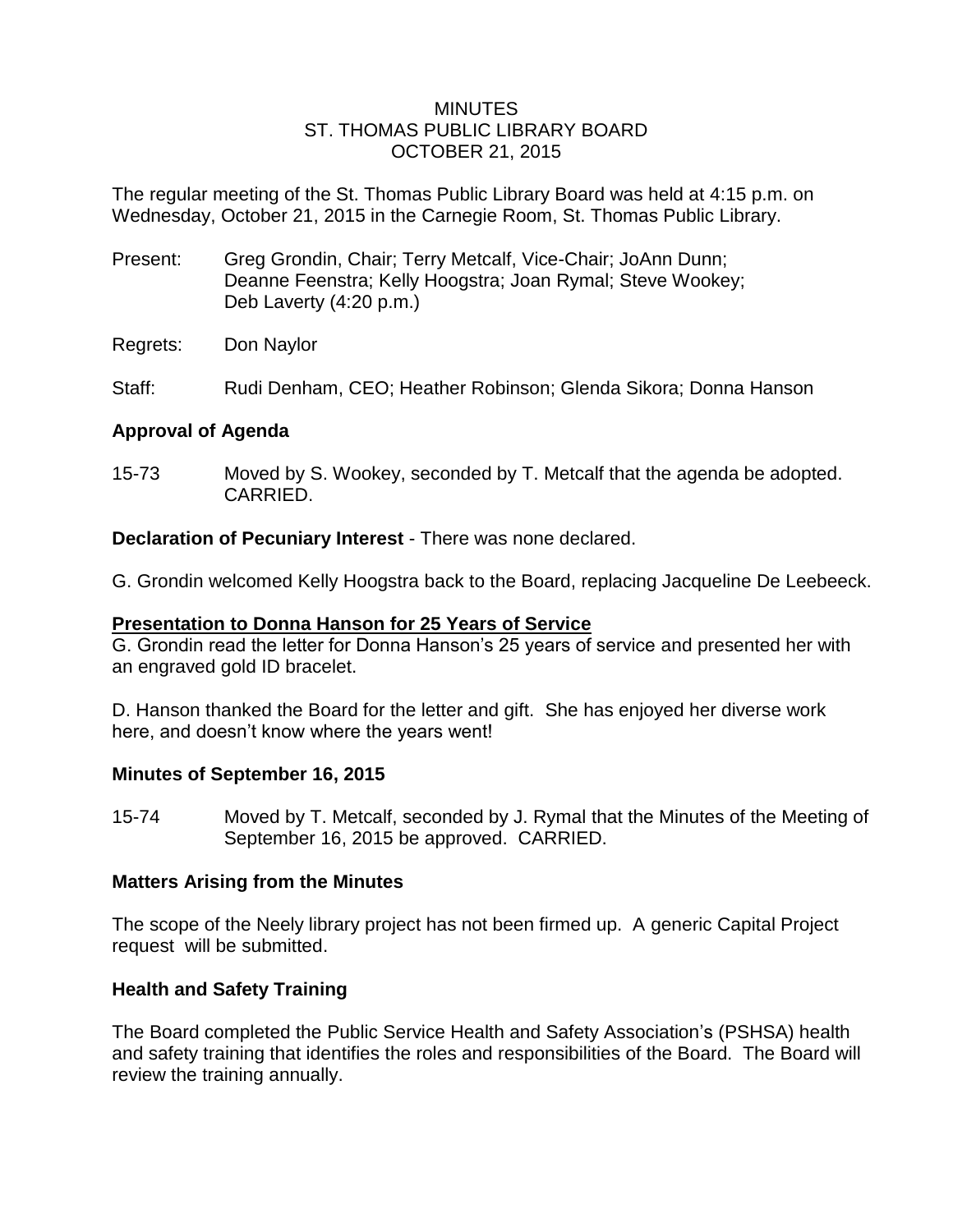# MINUTES
## ST. THOMAS PUBLIC LIBRARY BOARD
## OCTOBER 21, 2015

The regular meeting of the St. Thomas Public Library Board was held at 4:15 p.m. on Wednesday, October 21, 2015 in the Carnegie Room, St. Thomas Public Library.

Present: Greg Grondin, Chair; Terry Metcalf, Vice-Chair; JoAnn Dunn; Deanne Feenstra; Kelly Hoogstra; Joan Rymal; Steve Wookey; Deb Laverty (4:20 p.m.)

Regrets: Don Naylor

Staff: Rudi Denham, CEO; Heather Robinson; Glenda Sikora; Donna Hanson

**Approval of Agenda**

15-73 Moved by S. Wookey, seconded by T. Metcalf that the agenda be adopted. CARRIED.

**Declaration of Pecuniary Interest** - There was none declared.

G. Grondin welcomed Kelly Hoogstra back to the Board, replacing Jacqueline De Leebeeck.

**Presentation to Donna Hanson for 25 Years of Service**

G. Grondin read the letter for Donna Hanson's 25 years of service and presented her with an engraved gold ID bracelet.

D. Hanson thanked the Board for the letter and gift. She has enjoyed her diverse work here, and doesn't know where the years went!

**Minutes of September 16, 2015**

15-74 Moved by T. Metcalf, seconded by J. Rymal that the Minutes of the Meeting of September 16, 2015 be approved. CARRIED.

**Matters Arising from the Minutes**

The scope of the Neely library project has not been firmed up. A generic Capital Project request will be submitted.

**Health and Safety Training**

The Board completed the Public Service Health and Safety Association's (PSHSA) health and safety training that identifies the roles and responsibilities of the Board. The Board will review the training annually.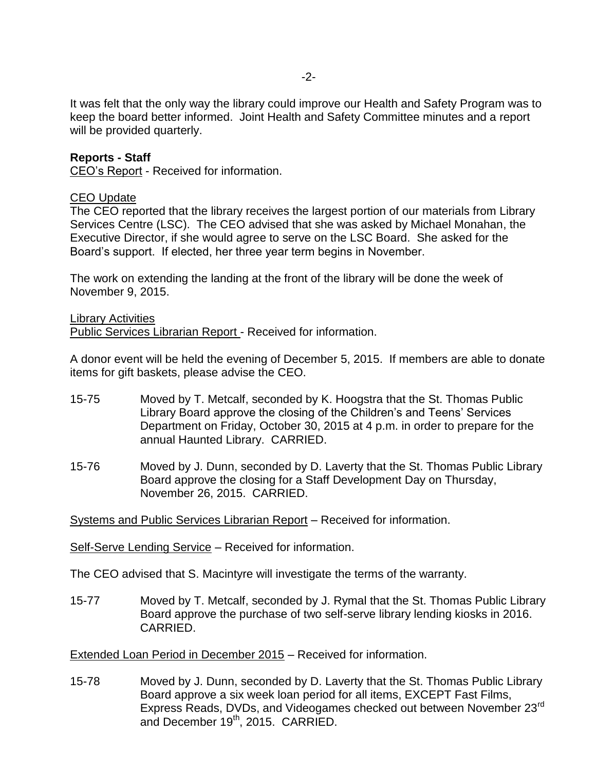It was felt that the only way the library could improve our Health and Safety Program was to keep the board better informed. Joint Health and Safety Committee minutes and a report will be provided quarterly.

**Reports - Staff**

CEO's Report - Received for information.

CEO Update

The CEO reported that the library receives the largest portion of our materials from Library Services Centre (LSC). The CEO advised that she was asked by Michael Monahan, the Executive Director, if she would agree to serve on the LSC Board. She asked for the Board's support. If elected, her three year term begins in November.

The work on extending the landing at the front of the library will be done the week of November 9, 2015.

Library Activities

Public Services Librarian Report - Received for information.

A donor event will be held the evening of December 5, 2015. If members are able to donate items for gift baskets, please advise the CEO.

15-75 Moved by T. Metcalf, seconded by K. Hoogstra that the St. Thomas Public Library Board approve the closing of the Children's and Teens' Services Department on Friday, October 30, 2015 at 4 p.m. in order to prepare for the annual Haunted Library. CARRIED.

15-76 Moved by J. Dunn, seconded by D. Laverty that the St. Thomas Public Library Board approve the closing for a Staff Development Day on Thursday, November 26, 2015. CARRIED.

Systems and Public Services Librarian Report – Received for information.

Self-Serve Lending Service – Received for information.

The CEO advised that S. Macintyre will investigate the terms of the warranty.

15-77 Moved by T. Metcalf, seconded by J. Rymal that the St. Thomas Public Library Board approve the purchase of two self-serve library lending kiosks in 2016. CARRIED.

Extended Loan Period in December 2015 – Received for information.

15-78 Moved by J. Dunn, seconded by D. Laverty that the St. Thomas Public Library Board approve a six week loan period for all items, EXCEPT Fast Films, Express Reads, DVDs, and Videogames checked out between November 23rd and December 19th, 2015. CARRIED.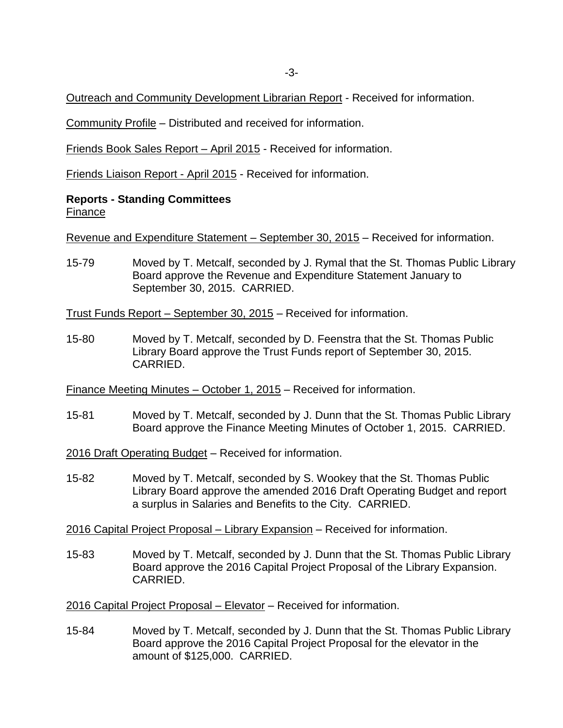Outreach and Community Development Librarian Report - Received for information.

Community Profile – Distributed and received for information.

Friends Book Sales Report – April 2015 - Received for information.

Friends Liaison Report - April 2015 - Received for information.

**Reports - Standing Committees**

Finance

Revenue and Expenditure Statement – September 30, 2015 – Received for information.

15-79 Moved by T. Metcalf, seconded by J. Rymal that the St. Thomas Public Library Board approve the Revenue and Expenditure Statement January to September 30, 2015. CARRIED.

Trust Funds Report – September 30, 2015 – Received for information.

15-80 Moved by T. Metcalf, seconded by D. Feenstra that the St. Thomas Public Library Board approve the Trust Funds report of September 30, 2015. CARRIED.

Finance Meeting Minutes – October 1, 2015 – Received for information.

15-81 Moved by T. Metcalf, seconded by J. Dunn that the St. Thomas Public Library Board approve the Finance Meeting Minutes of October 1, 2015. CARRIED.

2016 Draft Operating Budget – Received for information.

15-82 Moved by T. Metcalf, seconded by S. Wookey that the St. Thomas Public Library Board approve the amended 2016 Draft Operating Budget and report a surplus in Salaries and Benefits to the City. CARRIED.

2016 Capital Project Proposal – Library Expansion – Received for information.

15-83 Moved by T. Metcalf, seconded by J. Dunn that the St. Thomas Public Library Board approve the 2016 Capital Project Proposal of the Library Expansion. CARRIED.

2016 Capital Project Proposal – Elevator – Received for information.

15-84 Moved by T. Metcalf, seconded by J. Dunn that the St. Thomas Public Library Board approve the 2016 Capital Project Proposal for the elevator in the amount of $125,000. CARRIED.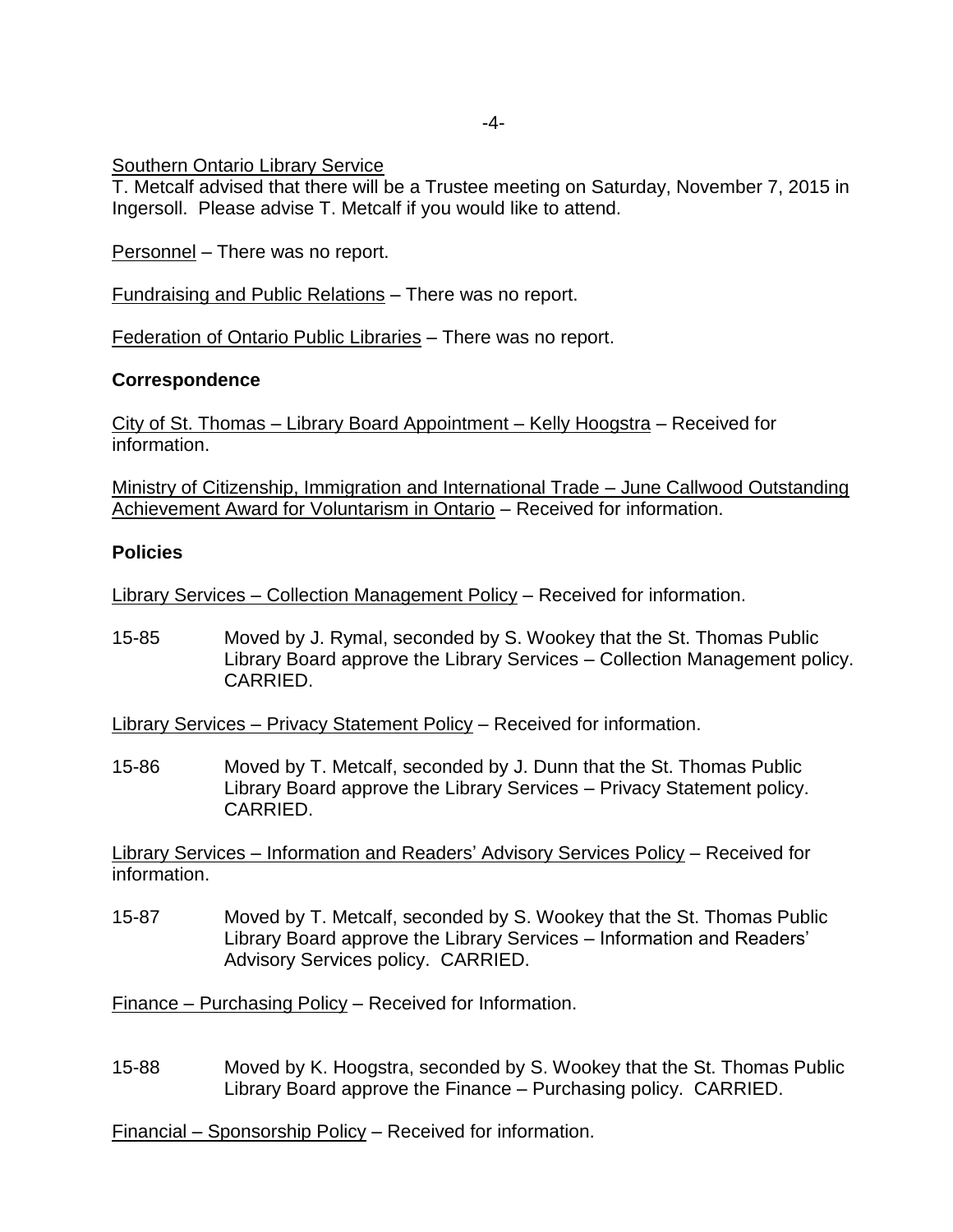Southern Ontario Library Service
T. Metcalf advised that there will be a Trustee meeting on Saturday, November 7, 2015 in Ingersoll. Please advise T. Metcalf if you would like to attend.

Personnel – There was no report.

Fundraising and Public Relations – There was no report.

Federation of Ontario Public Libraries – There was no report.

**Correspondence**

City of St. Thomas – Library Board Appointment – Kelly Hoogstra – Received for information.

Ministry of Citizenship, Immigration and International Trade – June Callwood Outstanding Achievement Award for Voluntarism in Ontario – Received for information.

**Policies**

Library Services – Collection Management Policy – Received for information.

15-85 Moved by J. Rymal, seconded by S. Wookey that the St. Thomas Public Library Board approve the Library Services – Collection Management policy. CARRIED.

Library Services – Privacy Statement Policy – Received for information.

15-86 Moved by T. Metcalf, seconded by J. Dunn that the St. Thomas Public Library Board approve the Library Services – Privacy Statement policy. CARRIED.

Library Services – Information and Readers' Advisory Services Policy – Received for information.

15-87 Moved by T. Metcalf, seconded by S. Wookey that the St. Thomas Public Library Board approve the Library Services – Information and Readers' Advisory Services policy. CARRIED.

Finance – Purchasing Policy – Received for Information.

15-88 Moved by K. Hoogstra, seconded by S. Wookey that the St. Thomas Public Library Board approve the Finance – Purchasing policy. CARRIED.

Financial – Sponsorship Policy – Received for information.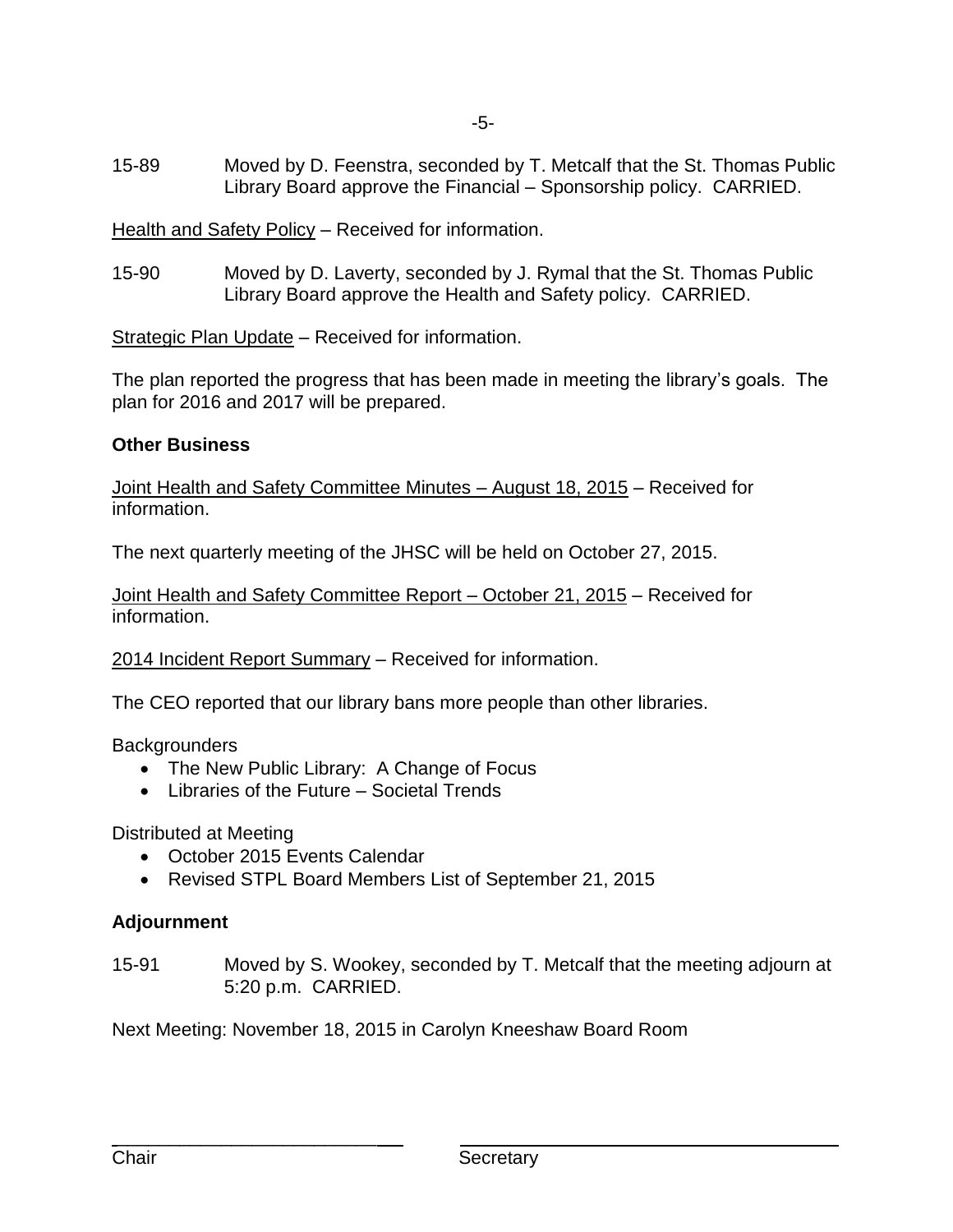15-89 Moved by D. Feenstra, seconded by T. Metcalf that the St. Thomas Public Library Board approve the Financial – Sponsorship policy. CARRIED.

Health and Safety Policy – Received for information.

15-90 Moved by D. Laverty, seconded by J. Rymal that the St. Thomas Public Library Board approve the Health and Safety policy. CARRIED.

Strategic Plan Update – Received for information.

The plan reported the progress that has been made in meeting the library's goals. The plan for 2016 and 2017 will be prepared.

**Other Business**

Joint Health and Safety Committee Minutes – August 18, 2015 – Received for information.

The next quarterly meeting of the JHSC will be held on October 27, 2015.

Joint Health and Safety Committee Report – October 21, 2015 – Received for information.

2014 Incident Report Summary – Received for information.

The CEO reported that our library bans more people than other libraries.

Backgrounders

- The New Public Library: A Change of Focus
- Libraries of the Future – Societal Trends

Distributed at Meeting

- October 2015 Events Calendar
- Revised STPL Board Members List of September 21, 2015

**Adjournment**

15-91 Moved by S. Wookey, seconded by T. Metcalf that the meeting adjourn at 5:20 p.m. CARRIED.

Next Meeting: November 18, 2015 in Carolyn Kneeshaw Board Room

\_\_\_\_\_\_\_\_\_\_\_\_\_\_\_\_\_\_\_\_\_\_\_\_\_\_ \_\_\_\_\_\_\_\_\_\_\_\_\_\_\_\_\_\_\_\_\_\_\_\_\_\_

Chair Secretary